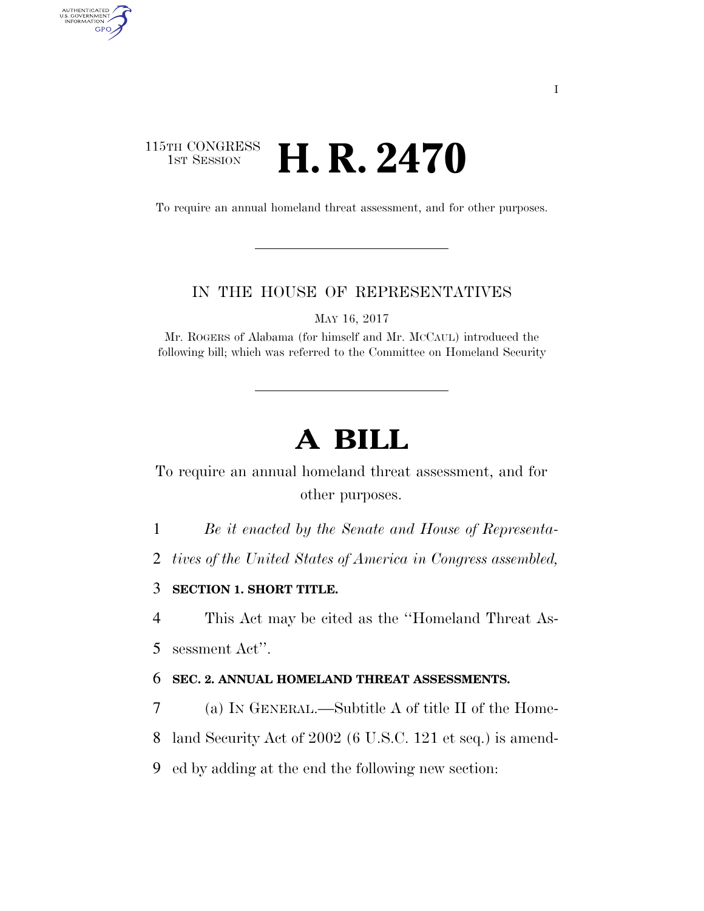115TH CONGRESS
1ST SESSION

# H. R. 2470

To require an annual homeland threat assessment, and for other purposes.

IN THE HOUSE OF REPRESENTATIVES

MAY 16, 2017

Mr. ROGERS of Alabama (for himself and Mr. MCCAUL) introduced the following bill; which was referred to the Committee on Homeland Security

# A BILL

To require an annual homeland threat assessment, and for other purposes.

1 *Be it enacted by the Senate and House of Representa-*
2 *tives of the United States of America in Congress assembled,*

3 **SECTION 1. SHORT TITLE.**

4 This Act may be cited as the ''Homeland Threat As-
5 sessment Act''.

6 **SEC. 2. ANNUAL HOMELAND THREAT ASSESSMENTS.**

7 (a) IN GENERAL.—Subtitle A of title II of the Home-
8 land Security Act of 2002 (6 U.S.C. 121 et seq.) is amend-
9 ed by adding at the end the following new section: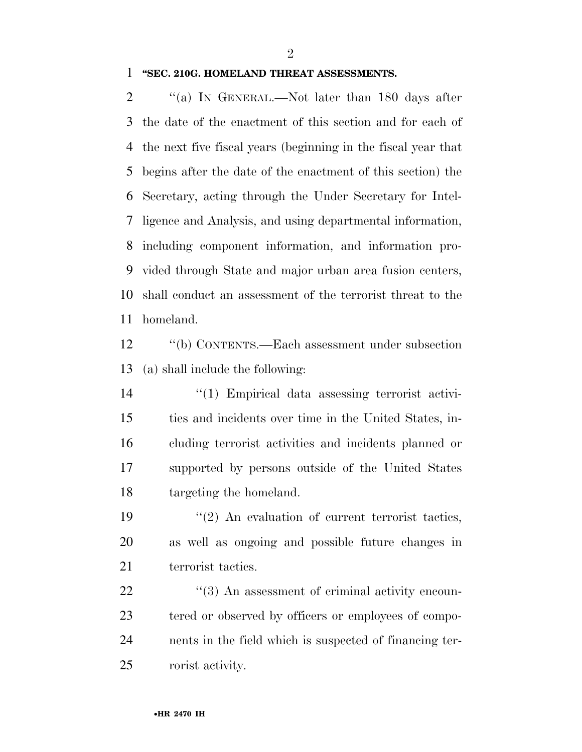**"SEC. 210G. HOMELAND THREAT ASSESSMENTS.**

"(a) IN GENERAL.—Not later than 180 days after the date of the enactment of this section and for each of the next five fiscal years (beginning in the fiscal year that begins after the date of the enactment of this section) the Secretary, acting through the Under Secretary for Intelligence and Analysis, and using departmental information, including component information, and information provided through State and major urban area fusion centers, shall conduct an assessment of the terrorist threat to the homeland.

"(b) CONTENTS.—Each assessment under subsection (a) shall include the following:

"(1) Empirical data assessing terrorist activities and incidents over time in the United States, including terrorist activities and incidents planned or supported by persons outside of the United States targeting the homeland.

"(2) An evaluation of current terrorist tactics, as well as ongoing and possible future changes in terrorist tactics.

"(3) An assessment of criminal activity encountered or observed by officers or employees of components in the field which is suspected of financing terrorist activity.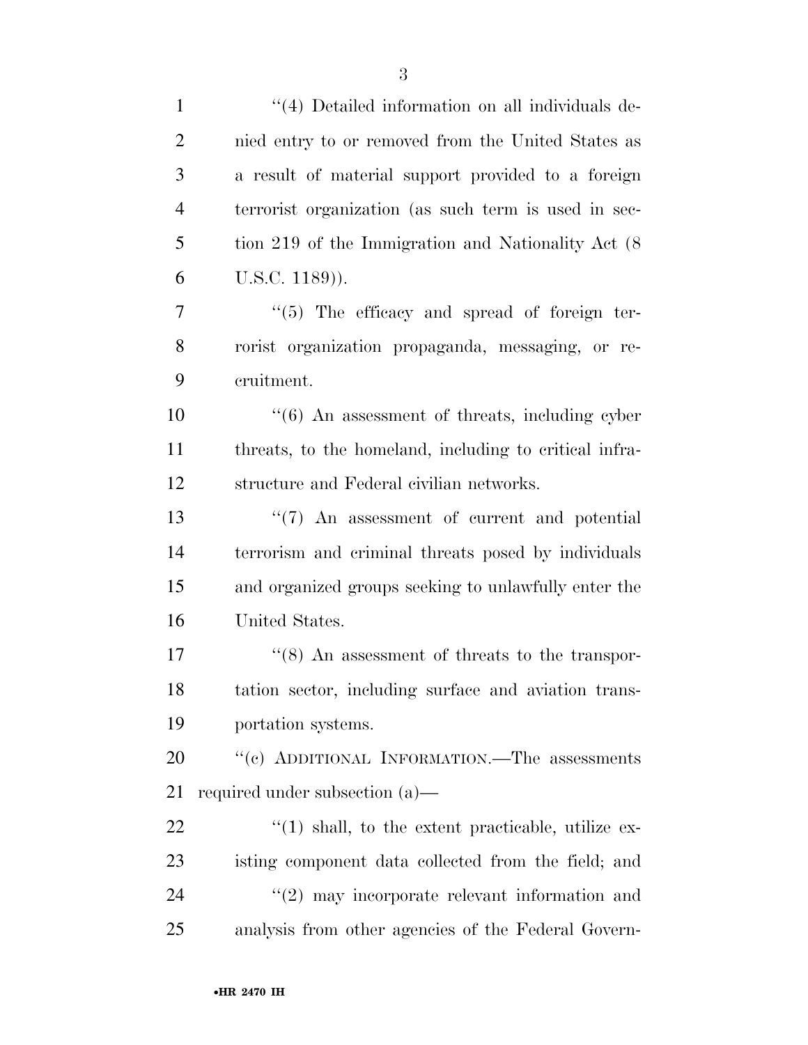"(4) Detailed information on all individuals denied entry to or removed from the United States as a result of material support provided to a foreign terrorist organization (as such term is used in section 219 of the Immigration and Nationality Act (8 U.S.C. 1189)).

"(5) The efficacy and spread of foreign terrorist organization propaganda, messaging, or recruitment.

"(6) An assessment of threats, including cyber threats, to the homeland, including to critical infrastructure and Federal civilian networks.

"(7) An assessment of current and potential terrorism and criminal threats posed by individuals and organized groups seeking to unlawfully enter the United States.

"(8) An assessment of threats to the transportation sector, including surface and aviation transportation systems.

"(c) ADDITIONAL INFORMATION.—The assessments required under subsection (a)—

"(1) shall, to the extent practicable, utilize existing component data collected from the field; and

"(2) may incorporate relevant information and analysis from other agencies of the Federal Govern-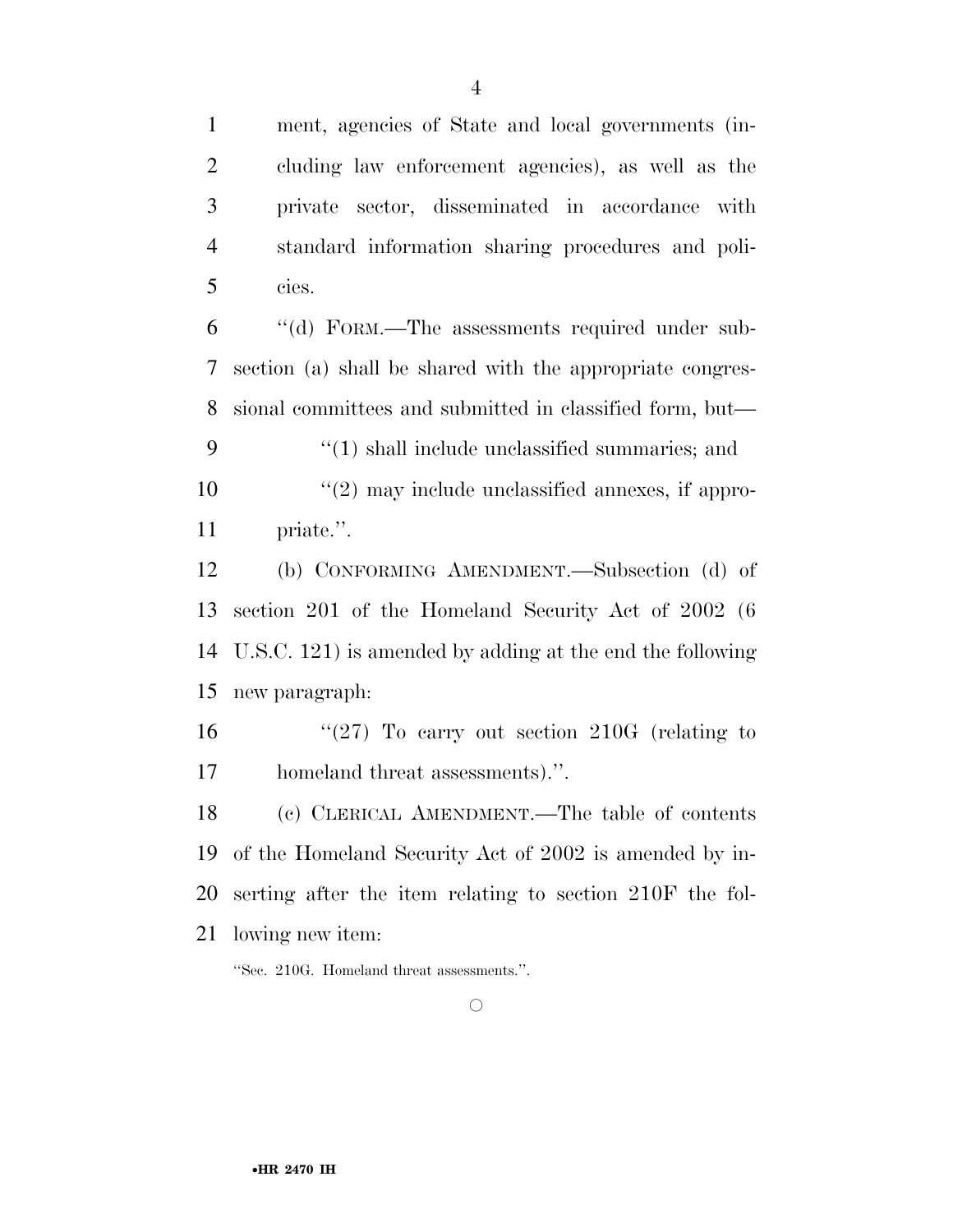ment, agencies of State and local governments (including law enforcement agencies), as well as the private sector, disseminated in accordance with standard information sharing procedures and policies.

"(d) FORM.—The assessments required under subsection (a) shall be shared with the appropriate congressional committees and submitted in classified form, but—

"(1) shall include unclassified summaries; and

"(2) may include unclassified annexes, if appropriate.".

(b) CONFORMING AMENDMENT.—Subsection (d) of section 201 of the Homeland Security Act of 2002 (6 U.S.C. 121) is amended by adding at the end the following new paragraph:

"(27) To carry out section 210G (relating to homeland threat assessments).".

(c) CLERICAL AMENDMENT.—The table of contents of the Homeland Security Act of 2002 is amended by inserting after the item relating to section 210F the following new item:

"Sec. 210G. Homeland threat assessments.".

○